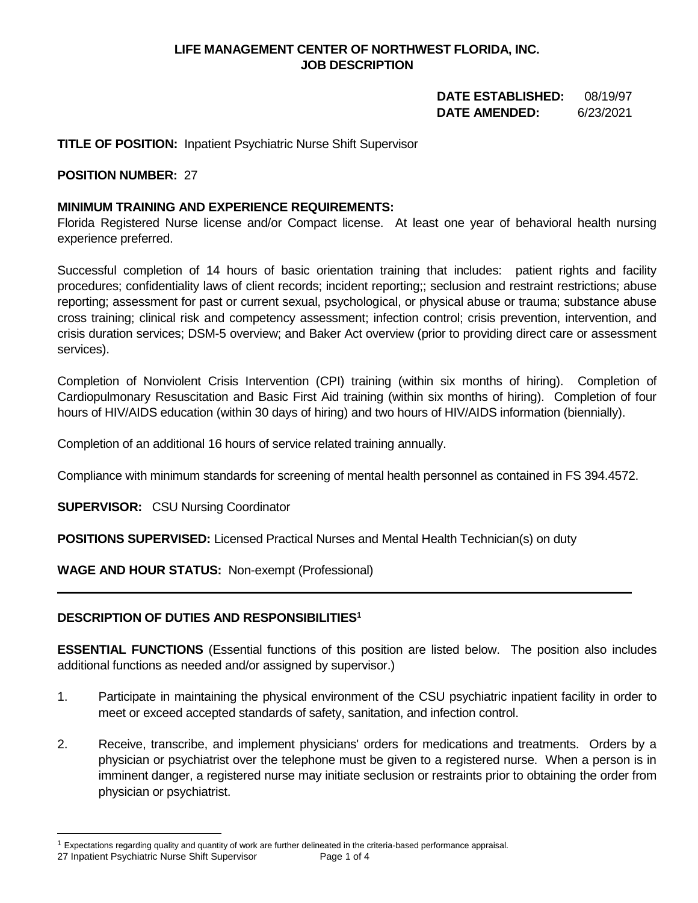**LIFE MANAGEMENT CENTER OF NORTHWEST FLORIDA, INC.**
**JOB DESCRIPTION**

**DATE ESTABLISHED:** 08/19/97
**DATE AMENDED:** 6/23/2021

**TITLE OF POSITION:** Inpatient Psychiatric Nurse Shift Supervisor

**POSITION NUMBER:** 27

**MINIMUM TRAINING AND EXPERIENCE REQUIREMENTS:**
Florida Registered Nurse license and/or Compact license. At least one year of behavioral health nursing experience preferred.

Successful completion of 14 hours of basic orientation training that includes: patient rights and facility procedures; confidentiality laws of client records; incident reporting;; seclusion and restraint restrictions; abuse reporting; assessment for past or current sexual, psychological, or physical abuse or trauma; substance abuse cross training; clinical risk and competency assessment; infection control; crisis prevention, intervention, and crisis duration services; DSM-5 overview; and Baker Act overview (prior to providing direct care or assessment services).

Completion of Nonviolent Crisis Intervention (CPI) training (within six months of hiring). Completion of Cardiopulmonary Resuscitation and Basic First Aid training (within six months of hiring). Completion of four hours of HIV/AIDS education (within 30 days of hiring) and two hours of HIV/AIDS information (biennially).

Completion of an additional 16 hours of service related training annually.

Compliance with minimum standards for screening of mental health personnel as contained in FS 394.4572.

**SUPERVISOR:** CSU Nursing Coordinator

**POSITIONS SUPERVISED:** Licensed Practical Nurses and Mental Health Technician(s) on duty

**WAGE AND HOUR STATUS:** Non-exempt (Professional)

---

**DESCRIPTION OF DUTIES AND RESPONSIBILITIES[1]**

**ESSENTIAL FUNCTIONS** (Essential functions of this position are listed below. The position also includes additional functions as needed and/or assigned by supervisor.)

1. Participate in maintaining the physical environment of the CSU psychiatric inpatient facility in order to meet or exceed accepted standards of safety, sanitation, and infection control.

2. Receive, transcribe, and implement physicians' orders for medications and treatments. Orders by a physician or psychiatrist over the telephone must be given to a registered nurse. When a person is in imminent danger, a registered nurse may initiate seclusion or restraints prior to obtaining the order from physician or psychiatrist.

[1] Expectations regarding quality and quantity of work are further delineated in the criteria-based performance appraisal.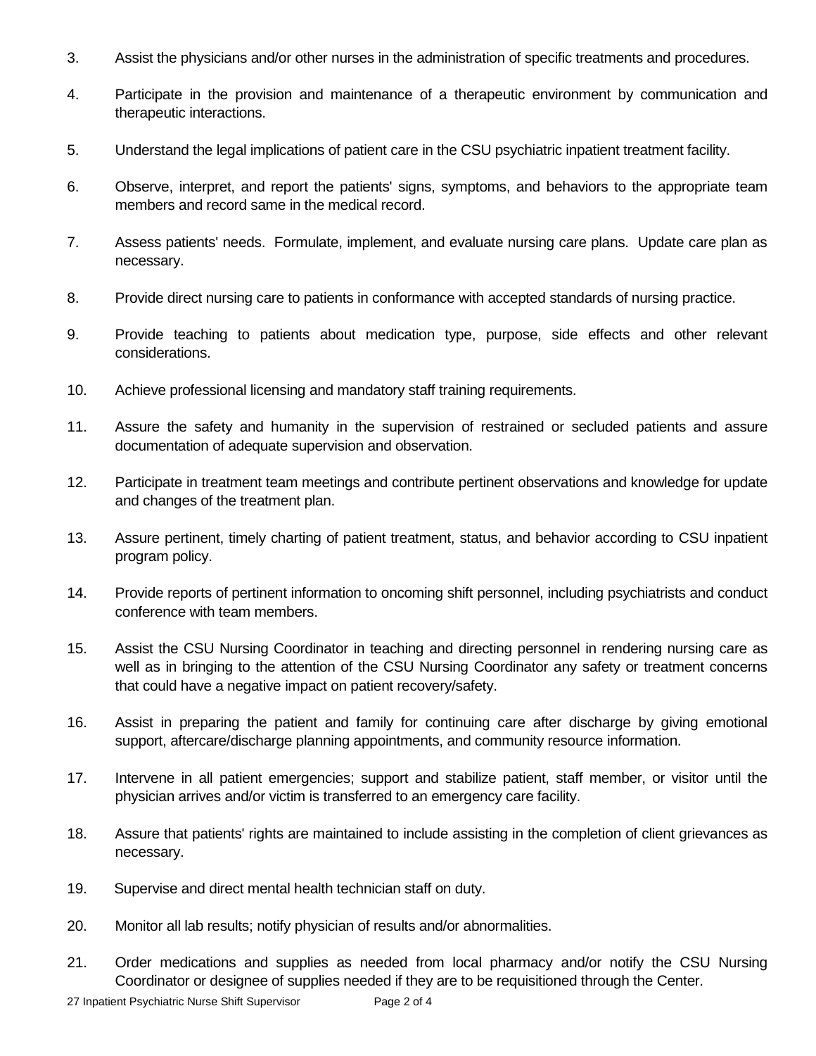3. Assist the physicians and/or other nurses in the administration of specific treatments and procedures.

4. Participate in the provision and maintenance of a therapeutic environment by communication and therapeutic interactions.

5. Understand the legal implications of patient care in the CSU psychiatric inpatient treatment facility.

6. Observe, interpret, and report the patients' signs, symptoms, and behaviors to the appropriate team members and record same in the medical record.

7. Assess patients' needs. Formulate, implement, and evaluate nursing care plans. Update care plan as necessary.

8. Provide direct nursing care to patients in conformance with accepted standards of nursing practice.

9. Provide teaching to patients about medication type, purpose, side effects and other relevant considerations.

10. Achieve professional licensing and mandatory staff training requirements.

11. Assure the safety and humanity in the supervision of restrained or secluded patients and assure documentation of adequate supervision and observation.

12. Participate in treatment team meetings and contribute pertinent observations and knowledge for update and changes of the treatment plan.

13. Assure pertinent, timely charting of patient treatment, status, and behavior according to CSU inpatient program policy.

14. Provide reports of pertinent information to oncoming shift personnel, including psychiatrists and conduct conference with team members.

15. Assist the CSU Nursing Coordinator in teaching and directing personnel in rendering nursing care as well as in bringing to the attention of the CSU Nursing Coordinator any safety or treatment concerns that could have a negative impact on patient recovery/safety.

16. Assist in preparing the patient and family for continuing care after discharge by giving emotional support, aftercare/discharge planning appointments, and community resource information.

17. Intervene in all patient emergencies; support and stabilize patient, staff member, or visitor until the physician arrives and/or victim is transferred to an emergency care facility.

18. Assure that patients' rights are maintained to include assisting in the completion of client grievances as necessary.

19. Supervise and direct mental health technician staff on duty.

20. Monitor all lab results; notify physician of results and/or abnormalities.

21. Order medications and supplies as needed from local pharmacy and/or notify the CSU Nursing Coordinator or designee of supplies needed if they are to be requisitioned through the Center.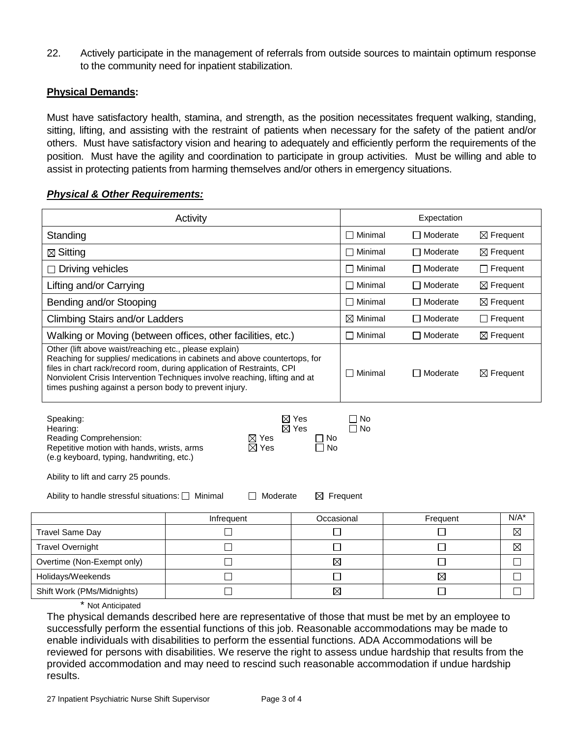22. Actively participate in the management of referrals from outside sources to maintain optimum response to the community need for inpatient stabilization.

**Physical Demands:**

Must have satisfactory health, stamina, and strength, as the position necessitates frequent walking, standing, sitting, lifting, and assisting with the restraint of patients when necessary for the safety of the patient and/or others. Must have satisfactory vision and hearing to adequately and efficiently perform the requirements of the position. Must have the agility and coordination to participate in group activities. Must be willing and able to assist in protecting patients from harming themselves and/or others in emergency situations.

***Physical & Other Requirements:***

| Activity | Expectation | | |
|---|---|---|---|
| Standing | ☐ Minimal | ☐ Moderate | ☒ Frequent |
| ☒ Sitting | ☐ Minimal | ☐ Moderate | ☒ Frequent |
| ☐ Driving vehicles | ☐ Minimal | ☐ Moderate | ☐ Frequent |
| Lifting and/or Carrying | ☐ Minimal | ☐ Moderate | ☒ Frequent |
| Bending and/or Stooping | ☐ Minimal | ☐ Moderate | ☒ Frequent |
| Climbing Stairs and/or Ladders | ☒ Minimal | ☐ Moderate | ☐ Frequent |
| Walking or Moving (between offices, other facilities, etc.) | ☐ Minimal | ☐ Moderate | ☒ Frequent |
| Other (lift above waist/reaching etc., please explain) Reaching for supplies/ medications in cabinets and above countertops, for files in chart rack/record room, during application of Restraints, CPI Nonviolent Crisis Intervention Techniques involve reaching, lifting and at times pushing against a person body to prevent injury. | ☐ Minimal | ☐ Moderate | ☒ Frequent |

Speaking: ☒ Yes ☐ No
Hearing: ☒ Yes ☐ No
Reading Comprehension: ☒ Yes ☐ No
Repetitive motion with hands, wrists, arms (e.g keyboard, typing, handwriting, etc.) ☒ Yes ☐ No

Ability to lift and carry 25 pounds.

Ability to handle stressful situations: ☐ Minimal ☐ Moderate ☒ Frequent

| | Infrequent | Occasional | Frequent | N/A* |
|---|---|---|---|---|
| Travel Same Day | ☐ | ☐ | ☐ | ☒ |
| Travel Overnight | ☐ | ☐ | ☐ | ☒ |
| Overtime (Non-Exempt only) | ☐ | ☒ | ☐ | ☐ |
| Holidays/Weekends | ☐ | ☐ | ☒ | ☐ |
| Shift Work (PMs/Midnights) | ☐ | ☒ | ☐ | ☐ |

\* Not Anticipated

The physical demands described here are representative of those that must be met by an employee to successfully perform the essential functions of this job. Reasonable accommodations may be made to enable individuals with disabilities to perform the essential functions. ADA Accommodations will be reviewed for persons with disabilities. We reserve the right to assess undue hardship that results from the provided accommodation and may need to rescind such reasonable accommodation if undue hardship results.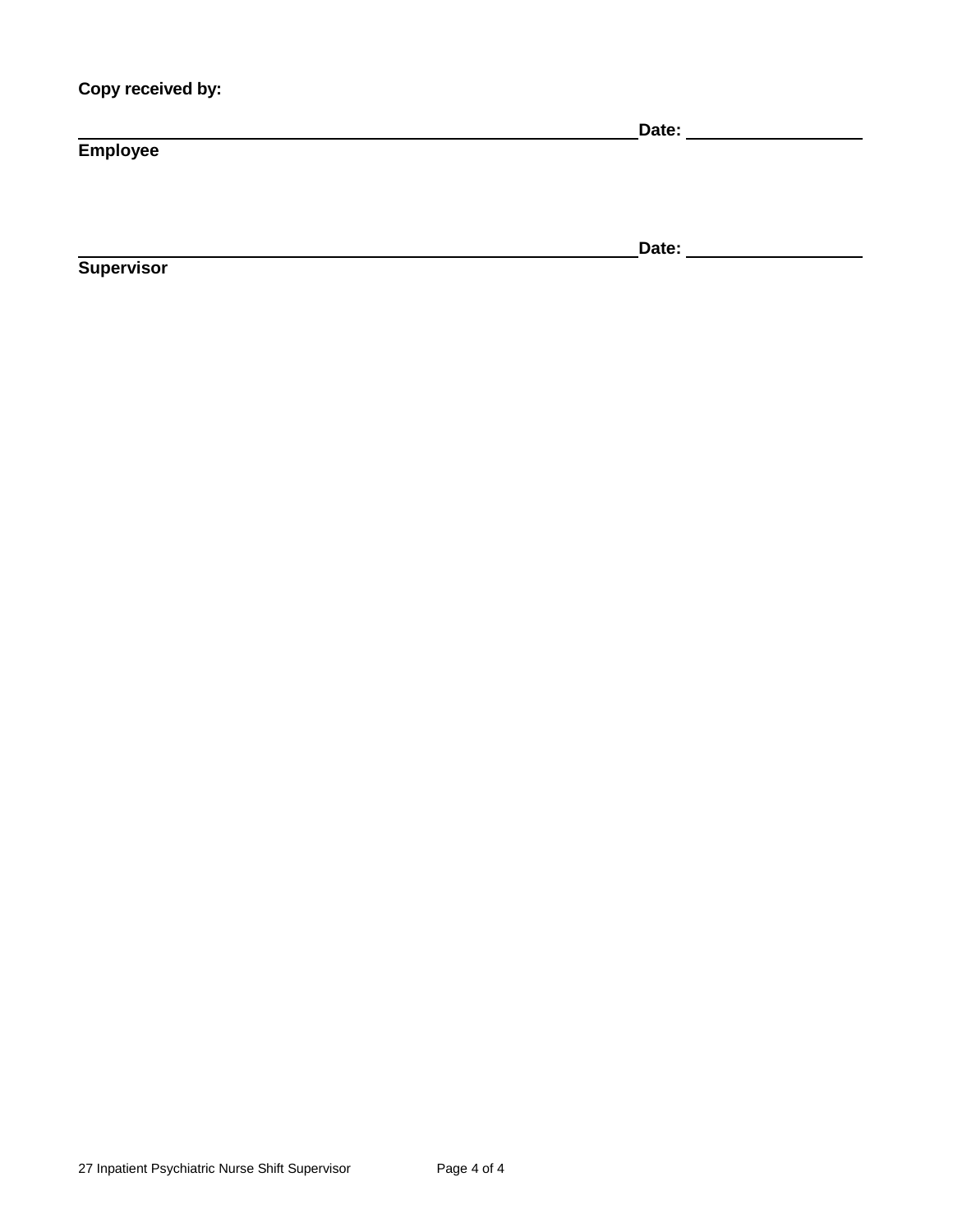**Copy received by:**

\_\_\_\_\_\_\_\_\_\_\_\_\_\_\_\_\_\_\_\_\_\_\_\_\_\_\_\_\_\_\_\_\_\_\_\_\_\_\_\_\_\_\_\_\_\_\_\_\_\_\_\_ **Date:** \_\_\_\_\_\_\_\_\_\_\_\_\_\_\_\_\_\_

**Employee**

\_\_\_\_\_\_\_\_\_\_\_\_\_\_\_\_\_\_\_\_\_\_\_\_\_\_\_\_\_\_\_\_\_\_\_\_\_\_\_\_\_\_\_\_\_\_\_\_\_\_\_\_ **Date:** \_\_\_\_\_\_\_\_\_\_\_\_\_\_\_\_\_\_

**Supervisor**